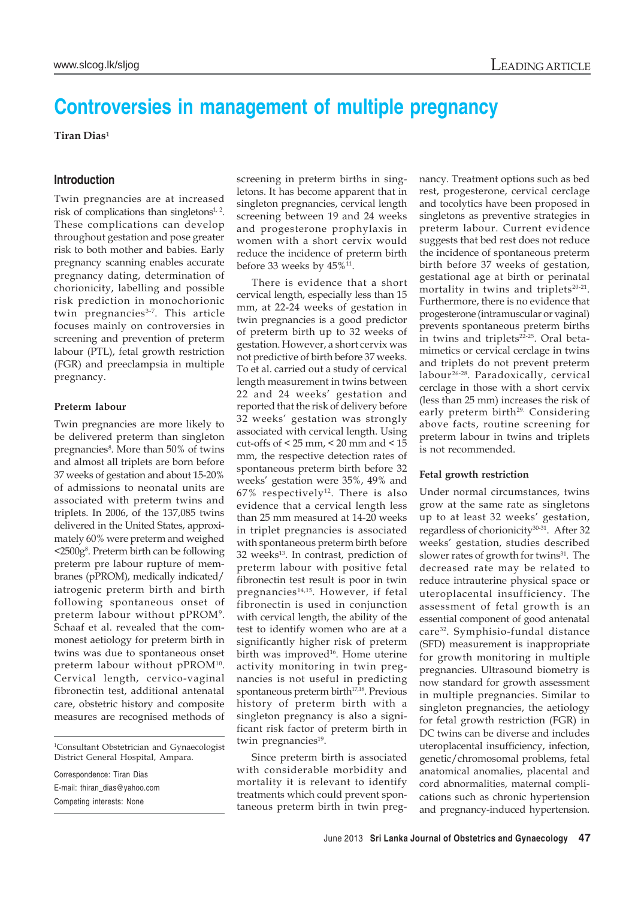# Controversies in management of multiple pregnancy

**Tiran Dias**[1]

## Introduction

Twin pregnancies are at increased risk of complications than singletons[1, 2]. These complications can develop throughout gestation and pose greater risk to both mother and babies. Early pregnancy scanning enables accurate pregnancy dating, determination of chorionicity, labelling and possible risk prediction in monochorionic twin pregnancies[3-7]. This article focuses mainly on controversies in screening and prevention of preterm labour (PTL), fetal growth restriction (FGR) and preeclampsia in multiple pregnancy.

### Preterm labour

Twin pregnancies are more likely to be delivered preterm than singleton pregnancies[8]. More than 50% of twins and almost all triplets are born before 37 weeks of gestation and about 15-20% of admissions to neonatal units are associated with preterm twins and triplets. In 2006, of the 137,085 twins delivered in the United States, approximately 60% were preterm and weighed <2500g[8]. Preterm birth can be following preterm pre labour rupture of membranes (pPROM), medically indicated/iatrogenic preterm birth and birth following spontaneous onset of preterm labour without pPROM[9]. Schaaf et al. revealed that the commonest aetiology for preterm birth in twins was due to spontaneous onset preterm labour without pPROM[10]. Cervical length, cervico-vaginal fibronectin test, additional antenatal care, obstetric history and composite measures are recognised methods of screening in preterm births in singletons. It has become apparent that in singleton pregnancies, cervical length screening between 19 and 24 weeks and progesterone prophylaxis in women with a short cervix would reduce the incidence of preterm birth before 33 weeks by 45%[11].

There is evidence that a short cervical length, especially less than 15 mm, at 22-24 weeks of gestation in twin pregnancies is a good predictor of preterm birth up to 32 weeks of gestation. However, a short cervix was not predictive of birth before 37 weeks. To et al. carried out a study of cervical length measurement in twins between 22 and 24 weeks' gestation and reported that the risk of delivery before 32 weeks' gestation was strongly associated with cervical length. Using cut-offs of < 25 mm, < 20 mm and < 15 mm, the respective detection rates of spontaneous preterm birth before 32 weeks' gestation were 35%, 49% and 67% respectively[12]. There is also evidence that a cervical length less than 25 mm measured at 14-20 weeks in triplet pregnancies is associated with spontaneous preterm birth before 32 weeks[13]. In contrast, prediction of preterm labour with positive fetal fibronectin test result is poor in twin pregnancies[14,15]. However, if fetal fibronectin is used in conjunction with cervical length, the ability of the test to identify women who are at a significantly higher risk of preterm birth was improved[16]. Home uterine activity monitoring in twin pregnancies is not useful in predicting spontaneous preterm birth[17,18]. Previous history of preterm birth with a singleton pregnancy is also a significant risk factor of preterm birth in twin pregnancies[19].

Since preterm birth is associated with considerable morbidity and mortality it is relevant to identify treatments which could prevent spontaneous preterm birth in twin pregnancy. Treatment options such as bed rest, progesterone, cervical cerclage and tocolytics have been proposed in singletons as preventive strategies in preterm labour. Current evidence suggests that bed rest does not reduce the incidence of spontaneous preterm birth before 37 weeks of gestation, gestational age at birth or perinatal mortality in twins and triplets[20-21]. Furthermore, there is no evidence that progesterone (intramuscular or vaginal) prevents spontaneous preterm births in twins and triplets[22-25]. Oral beta-mimetics or cervical cerclage in twins and triplets do not prevent preterm labour[26-28]. Paradoxically, cervical cerclage in those with a short cervix (less than 25 mm) increases the risk of early preterm birth[29]. Considering above facts, routine screening for preterm labour in twins and triplets is not recommended.

### Fetal growth restriction

Under normal circumstances, twins grow at the same rate as singletons up to at least 32 weeks' gestation, regardless of chorionicity[30-31]. After 32 weeks' gestation, studies described slower rates of growth for twins[31]. The decreased rate may be related to reduce intrauterine physical space or uteroplacental insufficiency. The assessment of fetal growth is an essential component of good antenatal care[32]. Symphisio-fundal distance (SFD) measurement is inappropriate for growth monitoring in multiple pregnancies. Ultrasound biometry is now standard for growth assessment in multiple pregnancies. Similar to singleton pregnancies, the aetiology for fetal growth restriction (FGR) in DC twins can be diverse and includes uteroplacental insufficiency, infection, genetic/chromosomal problems, fetal anatomical anomalies, placental and cord abnormalities, maternal complications such as chronic hypertension and pregnancy-induced hypertension.

---

[1]Consultant Obstetrician and Gynaecologist District General Hospital, Ampara.

Correspondence: Tiran Dias
E-mail: thiran_dias@yahoo.com
Competing interests: None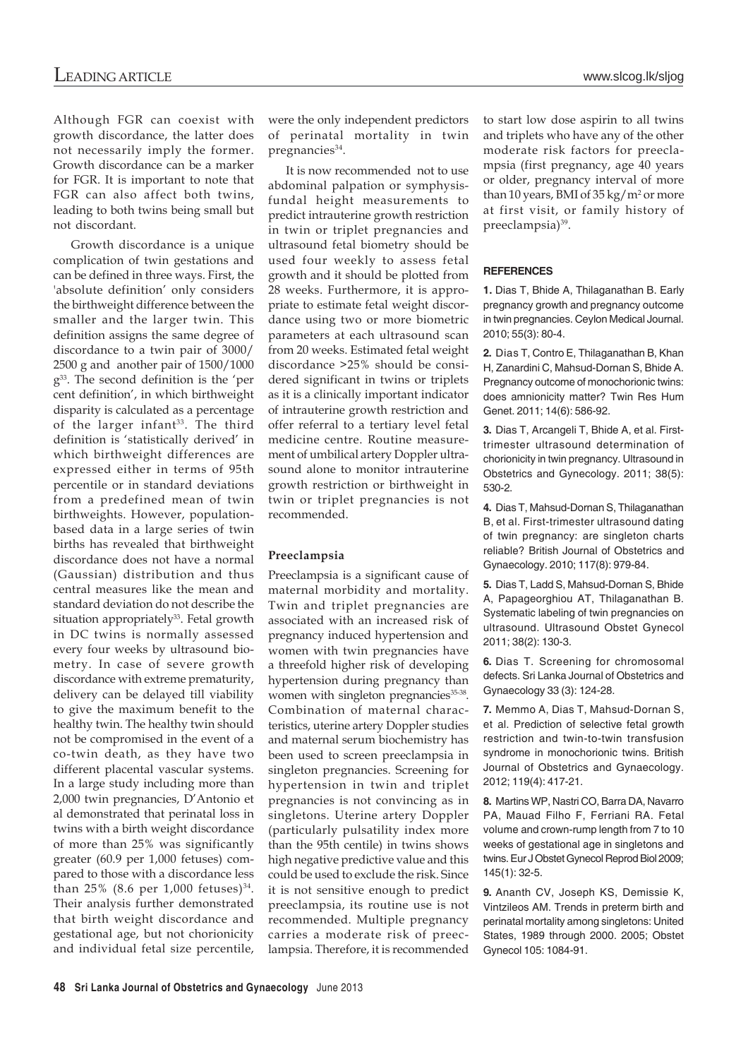Although FGR can coexist with growth discordance, the latter does not necessarily imply the former. Growth discordance can be a marker for FGR. It is important to note that FGR can also affect both twins, leading to both twins being small but not discordant.

Growth discordance is a unique complication of twin gestations and can be defined in three ways. First, the 'absolute definition' only considers the birthweight difference between the smaller and the larger twin. This definition assigns the same degree of discordance to a twin pair of 3000/ 2500 g and another pair of 1500/1000 g[33]. The second definition is the 'per cent definition', in which birthweight disparity is calculated as a percentage of the larger infant[33]. The third definition is 'statistically derived' in which birthweight differences are expressed either in terms of 95th percentile or in standard deviations from a predefined mean of twin birthweights. However, population-based data in a large series of twin births has revealed that birthweight discordance does not have a normal (Gaussian) distribution and thus central measures like the mean and standard deviation do not describe the situation appropriately[33]. Fetal growth in DC twins is normally assessed every four weeks by ultrasound biometry. In case of severe growth discordance with extreme prematurity, delivery can be delayed till viability to give the maximum benefit to the healthy twin. The healthy twin should not be compromised in the event of a co-twin death, as they have two different placental vascular systems. In a large study including more than 2,000 twin pregnancies, D'Antonio et al demonstrated that perinatal loss in twins with a birth weight discordance of more than 25% was significantly greater (60.9 per 1,000 fetuses) compared to those with a discordance less than 25% (8.6 per 1,000 fetuses)[34]. Their analysis further demonstrated that birth weight discordance and gestational age, but not chorionicity and individual fetal size percentile, were the only independent predictors of perinatal mortality in twin pregnancies[34].

It is now recommended not to use abdominal palpation or symphysis-fundal height measurements to predict intrauterine growth restriction in twin or triplet pregnancies and ultrasound fetal biometry should be used four weekly to assess fetal growth and it should be plotted from 28 weeks. Furthermore, it is appropriate to estimate fetal weight discordance using two or more biometric parameters at each ultrasound scan from 20 weeks. Estimated fetal weight discordance >25% should be considered significant in twins or triplets as it is a clinically important indicator of intrauterine growth restriction and offer referral to a tertiary level fetal medicine centre. Routine measurement of umbilical artery Doppler ultrasound alone to monitor intrauterine growth restriction or birthweight in twin or triplet pregnancies is not recommended.

### Preeclampsia

Preeclampsia is a significant cause of maternal morbidity and mortality. Twin and triplet pregnancies are associated with an increased risk of pregnancy induced hypertension and women with twin pregnancies have a threefold higher risk of developing hypertension during pregnancy than women with singleton pregnancies[35-38]. Combination of maternal characteristics, uterine artery Doppler studies and maternal serum biochemistry has been used to screen preeclampsia in singleton pregnancies. Screening for hypertension in twin and triplet pregnancies is not convincing as in singletons. Uterine artery Doppler (particularly pulsatility index more than the 95th centile) in twins shows high negative predictive value and this could be used to exclude the risk. Since it is not sensitive enough to predict preeclampsia, its routine use is not recommended. Multiple pregnancy carries a moderate risk of preeclampsia. Therefore, it is recommended to start low dose aspirin to all twins and triplets who have any of the other moderate risk factors for preeclampsia (first pregnancy, age 40 years or older, pregnancy interval of more than 10 years, BMI of 35 kg/m$^2$ or more at first visit, or family history of preeclampsia)[39].

#### REFERENCES

**1.** Dias T, Bhide A, Thilaganathan B. Early pregnancy growth and pregnancy outcome in twin pregnancies. Ceylon Medical Journal. 2010; 55(3): 80-4.

**2.** Dias T, Contro E, Thilaganathan B, Khan H, Zanardini C, Mahsud-Dornan S, Bhide A. Pregnancy outcome of monochorionic twins: does amnionicity matter? Twin Res Hum Genet. 2011; 14(6): 586-92.

**3.** Dias T, Arcangeli T, Bhide A, et al. First-trimester ultrasound determination of chorionicity in twin pregnancy. Ultrasound in Obstetrics and Gynecology. 2011; 38(5): 530-2.

**4.** Dias T, Mahsud-Dornan S, Thilaganathan B, et al. First-trimester ultrasound dating of twin pregnancy: are singleton charts reliable? British Journal of Obstetrics and Gynaecology. 2010; 117(8): 979-84.

**5.** Dias T, Ladd S, Mahsud-Dornan S, Bhide A, Papageorghiou AT, Thilaganathan B. Systematic labeling of twin pregnancies on ultrasound. Ultrasound Obstet Gynecol 2011; 38(2): 130-3.

**6.** Dias T. Screening for chromosomal defects. Sri Lanka Journal of Obstetrics and Gynaecology 33 (3): 124-28.

**7.** Memmo A, Dias T, Mahsud-Dornan S, et al. Prediction of selective fetal growth restriction and twin-to-twin transfusion syndrome in monochorionic twins. British Journal of Obstetrics and Gynaecology. 2012; 119(4): 417-21.

**8.** Martins WP, Nastri CO, Barra DA, Navarro PA, Mauad Filho F, Ferriani RA. Fetal volume and crown-rump length from 7 to 10 weeks of gestational age in singletons and twins. Eur J Obstet Gynecol Reprod Biol 2009; 145(1): 32-5.

**9.** Ananth CV, Joseph KS, Demissie K, Vintzileos AM. Trends in preterm birth and perinatal mortality among singletons: United States, 1989 through 2000. 2005; Obstet Gynecol 105: 1084-91.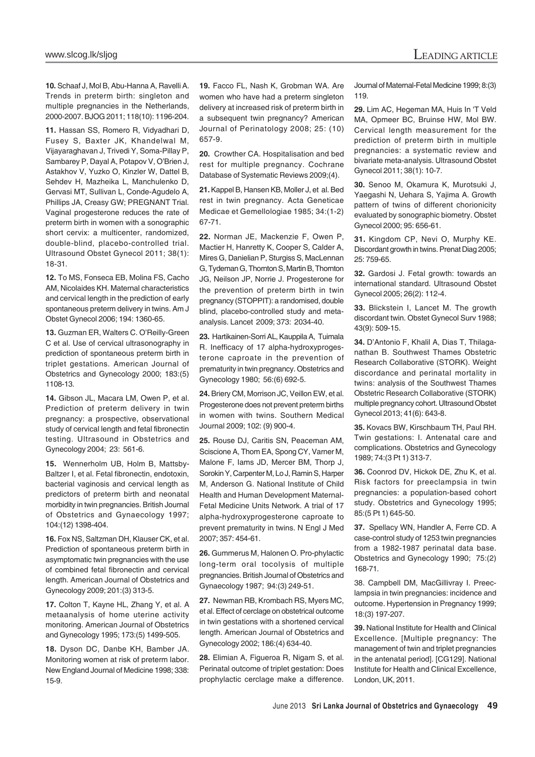**10.** Schaaf J, Mol B, Abu-Hanna A, Ravelli A. Trends in preterm birth: singleton and multiple pregnancies in the Netherlands, 2000-2007. BJOG 2011; 118(10): 1196-204.

**11.** Hassan SS, Romero R, Vidyadhari D, Fusey S, Baxter JK, Khandelwal M, Vijayaraghavan J, Trivedi Y, Soma-Pillay P, Sambarey P, Dayal A, Potapov V, O'Brien J, Astakhov V, Yuzko O, Kinzler W, Dattel B, Sehdev H, Mazheika L, Manchulenko D, Gervasi MT, Sullivan L, Conde-Agudelo A, Phillips JA, Creasy GW; PREGNANT Trial. Vaginal progesterone reduces the rate of preterm birth in women with a sonographic short cervix: a multicenter, randomized, double-blind, placebo-controlled trial. Ultrasound Obstet Gynecol 2011; 38(1): 18-31.

**12.** To MS, Fonseca EB, Molina FS, Cacho AM, Nicolaides KH. Maternal characteristics and cervical length in the prediction of early spontaneous preterm delivery in twins. Am J Obstet Gynecol 2006; 194: 1360-65.

**13.** Guzman ER, Walters C. O'Reilly-Green C et al. Use of cervical ultrasonography in prediction of spontaneous preterm birth in triplet gestations. American Journal of Obstetrics and Gynecology 2000; 183:(5) 1108-13.

**14.** Gibson JL, Macara LM, Owen P, et al. Prediction of preterm delivery in twin pregnancy: a prospective, observational study of cervical length and fetal fibronectin testing. Ultrasound in Obstetrics and Gynecology 2004; 23: 561-6.

**15.** Wennerholm UB, Holm B, Mattsby-Baltzer I, et al. Fetal fibronectin, endotoxin, bacterial vaginosis and cervical length as predictors of preterm birth and neonatal morbidity in twin pregnancies. British Journal of Obstetrics and Gynaecology 1997; 104:(12) 1398-404.

**16.** Fox NS, Saltzman DH, Klauser CK, et al. Prediction of spontaneous preterm birth in asymptomatic twin pregnancies with the use of combined fetal fibronectin and cervical length. American Journal of Obstetrics and Gynecology 2009; 201:(3) 313-5.

**17.** Colton T, Kayne HL, Zhang Y, et al. A metaanalysis of home uterine activity monitoring. American Journal of Obstetrics and Gynecology 1995; 173:(5) 1499-505.

**18.** Dyson DC, Danbe KH, Bamber JA. Monitoring women at risk of preterm labor. New England Journal of Medicine 1998; 338: 15-9.

**19.** Facco FL, Nash K, Grobman WA. Are women who have had a preterm singleton delivery at increased risk of preterm birth in a subsequent twin pregnancy? American Journal of Perinatology 2008; 25: (10) 657-9.

**20.** Crowther CA. Hospitalisation and bed rest for multiple pregnancy. Cochrane Database of Systematic Reviews 2009;(4).

**21.** Kappel B, Hansen KB, Moller J, et al. Bed rest in twin pregnancy. Acta Geneticae Medicae et Gemellologiae 1985; 34:(1-2) 67-71.

**22.** Norman JE, Mackenzie F, Owen P, Mactier H, Hanretty K, Cooper S, Calder A, Mires G, Danielian P, Sturgiss S, MacLennan G, Tydeman G, Thornton S, Martin B, Thornton JG, Neilson JP, Norrie J. Progesterone for the prevention of preterm birth in twin pregnancy (STOPPIT): a randomised, double blind, placebo-controlled study and meta-analysis. Lancet 2009; 373: 2034-40.

**23.** Hartikainen-Sorri AL, Kauppila A, Tuimala R. Inefficacy of 17 alpha-hydroxyprogesterone caproate in the prevention of prematurity in twin pregnancy. Obstetrics and Gynecology 1980; 56:(6) 692-5.

**24.** Briery CM, Morrison JC, Veillon EW, et al. Progesterone does not prevent preterm births in women with twins. Southern Medical Journal 2009; 102: (9) 900-4.

**25.** Rouse DJ, Caritis SN, Peaceman AM, Sciscione A, Thom EA, Spong CY, Varner M, Malone F, Iams JD, Mercer BM, Thorp J, Sorokin Y, Carpenter M, Lo J, Ramin S, Harper M, Anderson G. National Institute of Child Health and Human Development Maternal-Fetal Medicine Units Network. A trial of 17 alpha-hydroxyprogesterone caproate to prevent prematurity in twins. N Engl J Med 2007; 357: 454-61.

**26.** Gummerus M, Halonen O. Pro-phylactic long-term oral tocolysis of multiple pregnancies. British Journal of Obstetrics and Gynaecology 1987; 94:(3) 249-51.

**27.** Newman RB, Krombach RS, Myers MC, et al. Effect of cerclage on obstetrical outcome in twin gestations with a shortened cervical length. American Journal of Obstetrics and Gynecology 2002; 186:(4) 634-40.

**28.** Elimian A, Figueroa R, Nigam S, et al. Perinatal outcome of triplet gestation: Does prophylactic cerclage make a difference. Journal of Maternal-Fetal Medicine 1999; 8:(3) 119.

**29.** Lim AC, Hegeman MA, Huis In 'T Veld MA, Opmeer BC, Bruinse HW, Mol BW. Cervical length measurement for the prediction of preterm birth in multiple pregnancies: a systematic review and bivariate meta-analysis. Ultrasound Obstet Gynecol 2011; 38(1): 10-7.

**30.** Senoo M, Okamura K, Murotsuki J, Yaegashi N, Uehara S, Yajima A. Growth pattern of twins of different chorionicity evaluated by sonographic biometry. Obstet Gynecol 2000; 95: 656-61.

**31.** Kingdom CP, Nevi O, Murphy KE. Discordant growth in twins. Prenat Diag 2005; 25: 759-65.

**32.** Gardosi J. Fetal growth: towards an international standard. Ultrasound Obstet Gynecol 2005; 26(2): 112-4.

**33.** Blickstein I, Lancet M. The growth discordant twin. Obstet Gynecol Surv 1988; 43(9): 509-15.

**34.** D'Antonio F, Khalil A, Dias T, Thilaganathan B. Southwest Thames Obstetric Research Collaborative (STORK). Weight discordance and perinatal mortality in twins: analysis of the Southwest Thames Obstetric Research Collaborative (STORK) multiple pregnancy cohort. Ultrasound Obstet Gynecol 2013; 41(6): 643-8.

**35.** Kovacs BW, Kirschbaum TH, Paul RH. Twin gestations: I. Antenatal care and complications. Obstetrics and Gynecology 1989; 74:(3 Pt 1) 313-7.

**36.** Coonrod DV, Hickok DE, Zhu K, et al. Risk factors for preeclampsia in twin pregnancies: a population-based cohort study. Obstetrics and Gynecology 1995; 85:(5 Pt 1) 645-50.

**37.** Spellacy WN, Handler A, Ferre CD. A case-control study of 1253 twin pregnancies from a 1982-1987 perinatal data base. Obstetrics and Gynecology 1990; 75:(2) 168-71.

38. Campbell DM, MacGillivray I. Preeclampsia in twin pregnancies: incidence and outcome. Hypertension in Pregnancy 1999; 18:(3) 197-207.

**39.** National Institute for Health and Clinical Excellence. [Multiple pregnancy: The management of twin and triplet pregnancies in the antenatal period]. [CG129]. National Institute for Health and Clinical Excellence, London, UK, 2011.